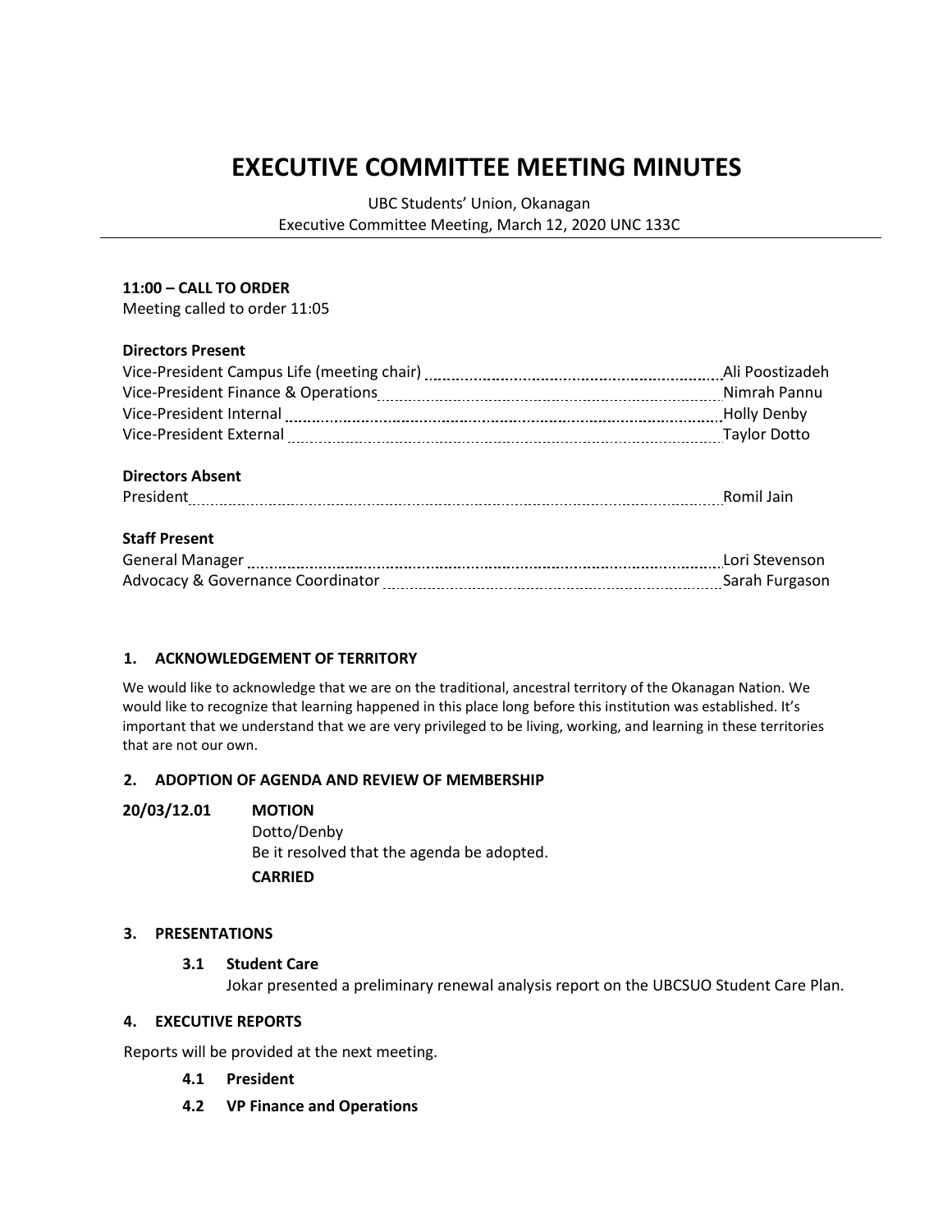# EXECUTIVE COMMITTEE MEETING MINUTES

UBC Students' Union, Okanagan
Executive Committee Meeting, March 12, 2020 UNC 133C

---

**11:00 – CALL TO ORDER**
Meeting called to order 11:05

**Directors Present**

| Position | Name |
|---|---|
| Vice-President Campus Life (meeting chair) | Ali Poostizadeh |
| Vice-President Finance & Operations | Nimrah Pannu |
| Vice-President Internal | Holly Denby |
| Vice-President External | Taylor Dotto |

**Directors Absent**

| Position | Name |
|---|---|
| President | Romil Jain |

**Staff Present**

| Position | Name |
|---|---|
| General Manager | Lori Stevenson |
| Advocacy & Governance Coordinator | Sarah Furgason |

## 1. ACKNOWLEDGEMENT OF TERRITORY

We would like to acknowledge that we are on the traditional, ancestral territory of the Okanagan Nation. We would like to recognize that learning happened in this place long before this institution was established. It's important that we understand that we are very privileged to be living, working, and learning in these territories that are not our own.

## 2. ADOPTION OF AGENDA AND REVIEW OF MEMBERSHIP

**20/03/12.01** **MOTION**
Dotto/Denby
Be it resolved that the agenda be adopted.
**CARRIED**

## 3. PRESENTATIONS

### 3.1 Student Care

Jokar presented a preliminary renewal analysis report on the UBCSUO Student Care Plan.

## 4. EXECUTIVE REPORTS

Reports will be provided at the next meeting.

### 4.1 President

### 4.2 VP Finance and Operations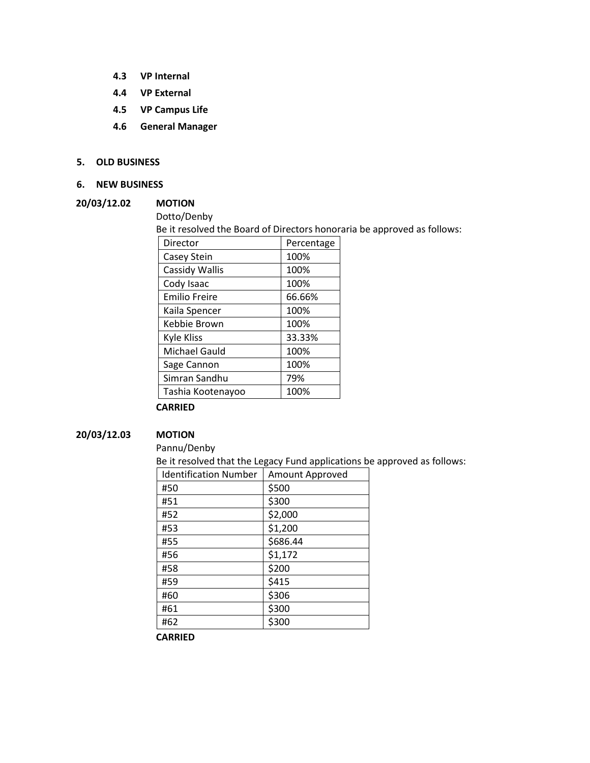**4.3 VP Internal**

**4.4 VP External**

**4.5 VP Campus Life**

**4.6 General Manager**

## 5. OLD BUSINESS

## 6. NEW BUSINESS

**20/03/12.02 MOTION**

Dotto/Denby

Be it resolved the Board of Directors honoraria be approved as follows:

| Director | Percentage |
|---|---|
| Casey Stein | 100% |
| Cassidy Wallis | 100% |
| Cody Isaac | 100% |
| Emilio Freire | 66.66% |
| Kaila Spencer | 100% |
| Kebbie Brown | 100% |
| Kyle Kliss | 33.33% |
| Michael Gauld | 100% |
| Sage Cannon | 100% |
| Simran Sandhu | 79% |
| Tashia Kootenayoo | 100% |

**CARRIED**

**20/03/12.03 MOTION**

Pannu/Denby

Be it resolved that the Legacy Fund applications be approved as follows:

| Identification Number | Amount Approved |
|---|---|
| #50 | $500 |
| #51 | $300 |
| #52 | $2,000 |
| #53 | $1,200 |
| #55 | $686.44 |
| #56 | $1,172 |
| #58 | $200 |
| #59 | $415 |
| #60 | $306 |
| #61 | $300 |
| #62 | $300 |

**CARRIED**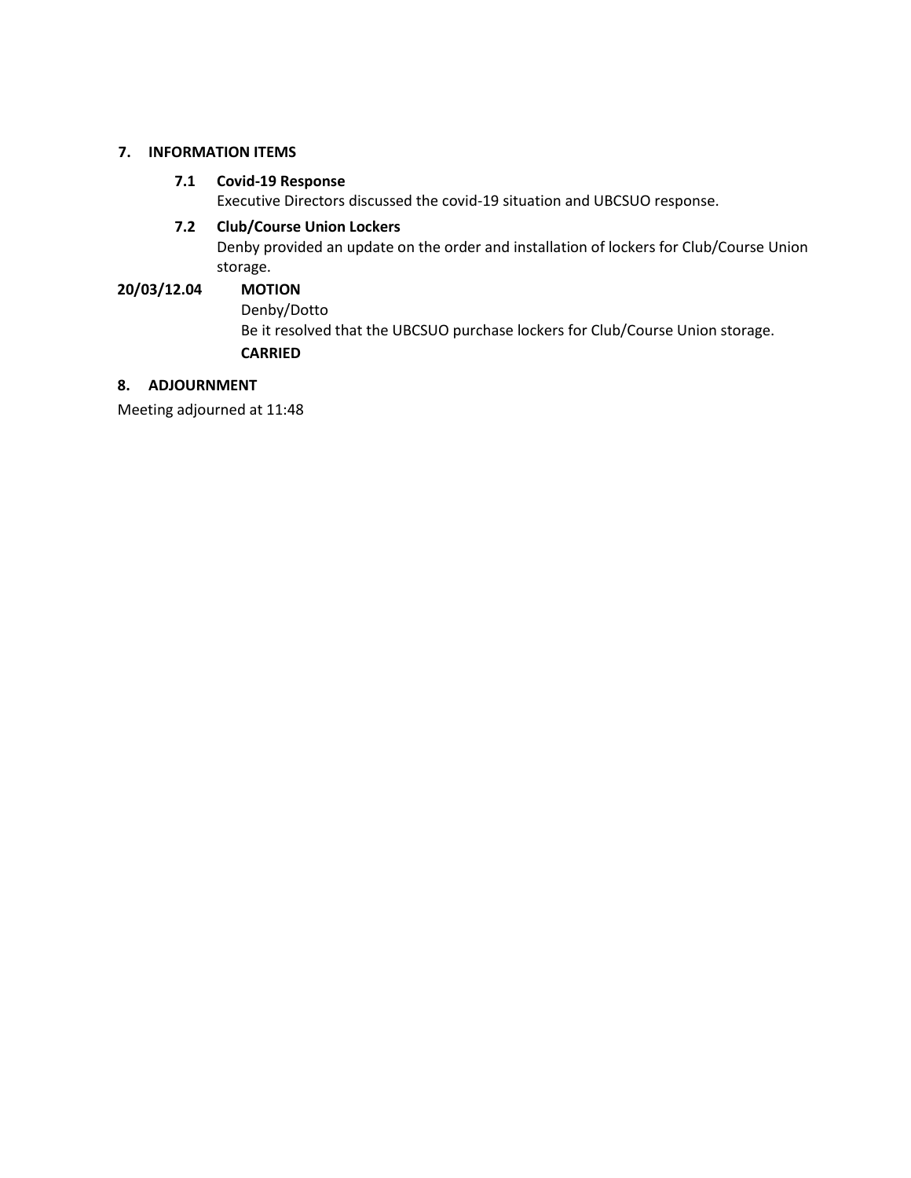## 7. INFORMATION ITEMS

### 7.1 Covid-19 Response

Executive Directors discussed the covid-19 situation and UBCSUO response.

### 7.2 Club/Course Union Lockers

Denby provided an update on the order and installation of lockers for Club/Course Union storage.

**20/03/12.04** **MOTION**

Denby/Dotto

Be it resolved that the UBCSUO purchase lockers for Club/Course Union storage.

**CARRIED**

## 8. ADJOURNMENT

Meeting adjourned at 11:48